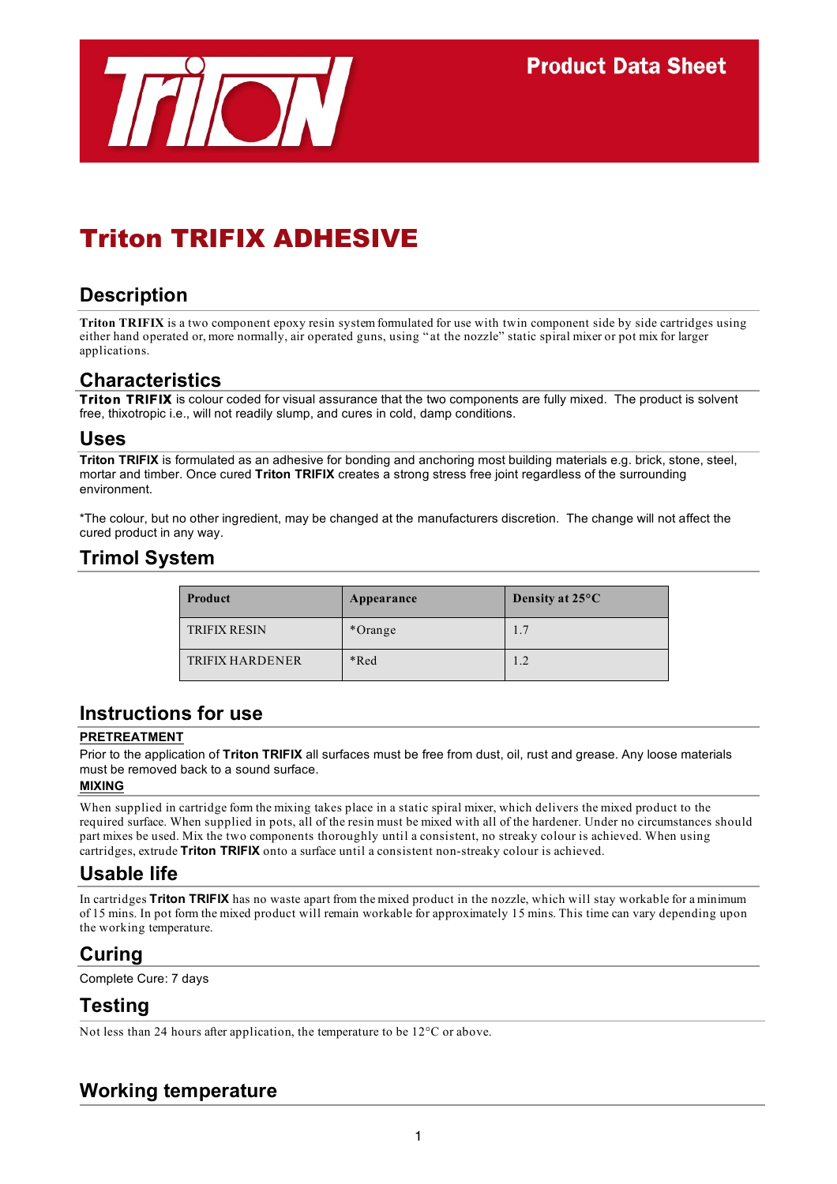Product Data Sheet

# Triton TRIFIX ADHESIVE

## Description

**Triton TRIFIX** is a two component epoxy resin system formulated for use with twin component side by side cartridges using either hand operated or, more normally, air operated guns, using "at the nozzle" static spiral mixer or pot mix for larger applications.

## Characteristics

**Triton TRIFIX** is colour coded for visual assurance that the two components are fully mixed. The product is solvent free, thixotropic i.e., will not readily slump, and cures in cold, damp conditions.

## Uses

**Triton TRIFIX** is formulated as an adhesive for bonding and anchoring most building materials e.g. brick, stone, steel, mortar and timber. Once cured **Triton TRIFIX** creates a strong stress free joint regardless of the surrounding environment.

*The colour, but no other ingredient, may be changed at the manufacturers discretion. The change will not affect the cured product in any way.

## Trimol System

| Product | Appearance | Density at 25°C |
|---|---|---|
| TRIFIX RESIN | *Orange | 1.7 |
| TRIFIX HARDENER | *Red | 1.2 |

## Instructions for use

**PRETREATMENT**

Prior to the application of **Triton TRIFIX** all surfaces must be free from dust, oil, rust and grease. Any loose materials must be removed back to a sound surface.

**MIXING**

When supplied in cartridge form the mixing takes place in a static spiral mixer, which delivers the mixed product to the required surface. When supplied in pots, all of the resin must be mixed with all of the hardener. Under no circumstances should part mixes be used. Mix the two components thoroughly until a consistent, no streaky colour is achieved. When using cartridges, extrude **Triton TRIFIX** onto a surface until a consistent non-streaky colour is achieved.

## Usable life

In cartridges **Triton TRIFIX** has no waste apart from the mixed product in the nozzle, which will stay workable for a minimum of 15 mins. In pot form the mixed product will remain workable for approximately 15 mins. This time can vary depending upon the working temperature.

## Curing

Complete Cure: 7 days

## Testing

Not less than 24 hours after application, the temperature to be 12°C or above.

## Working temperature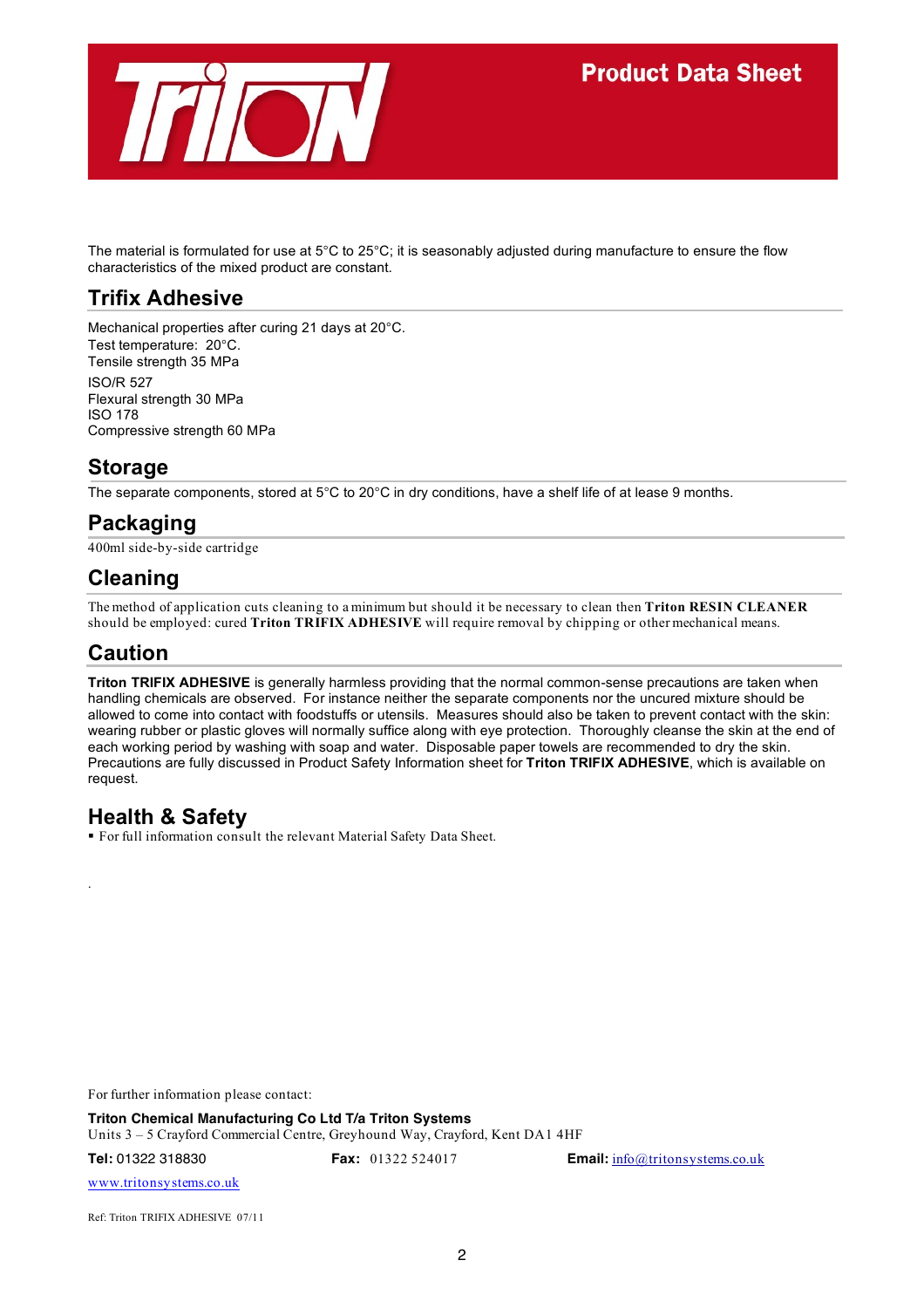The material is formulated for use at 5°C to 25°C; it is seasonably adjusted during manufacture to ensure the flow characteristics of the mixed product are constant.

## Trifix Adhesive

Mechanical properties after curing 21 days at 20°C.
Test temperature: 20°C.
Tensile strength 35 MPa

ISO/R 527
Flexural strength 30 MPa
ISO 178
Compressive strength 60 MPa

## Storage

The separate components, stored at 5°C to 20°C in dry conditions, have a shelf life of at lease 9 months.

## Packaging

400ml side-by-side cartridge

## Cleaning

The method of application cuts cleaning to a minimum but should it be necessary to clean then **Triton RESIN CLEANER** should be employed: cured **Triton TRIFIX ADHESIVE** will require removal by chipping or other mechanical means.

## Caution

**Triton TRIFIX ADHESIVE** is generally harmless providing that the normal common-sense precautions are taken when handling chemicals are observed. For instance neither the separate components nor the uncured mixture should be allowed to come into contact with foodstuffs or utensils. Measures should also be taken to prevent contact with the skin: wearing rubber or plastic gloves will normally suffice along with eye protection. Thoroughly cleanse the skin at the end of each working period by washing with soap and water. Disposable paper towels are recommended to dry the skin. Precautions are fully discussed in Product Safety Information sheet for **Triton TRIFIX ADHESIVE**, which is available on request.

## Health & Safety

- For full information consult the relevant Material Safety Data Sheet.

For further information please contact:

**Triton Chemical Manufacturing Co Ltd T/a Triton Systems**
Units 3 – 5 Crayford Commercial Centre, Greyhound Way, Crayford, Kent DA1 4HF

**Tel:** 01322 318830 **Fax:** 01322 524017 **Email:** info@tritonsystems.co.uk

www.tritonsystems.co.uk

Ref: Triton TRIFIX ADHESIVE 07/11